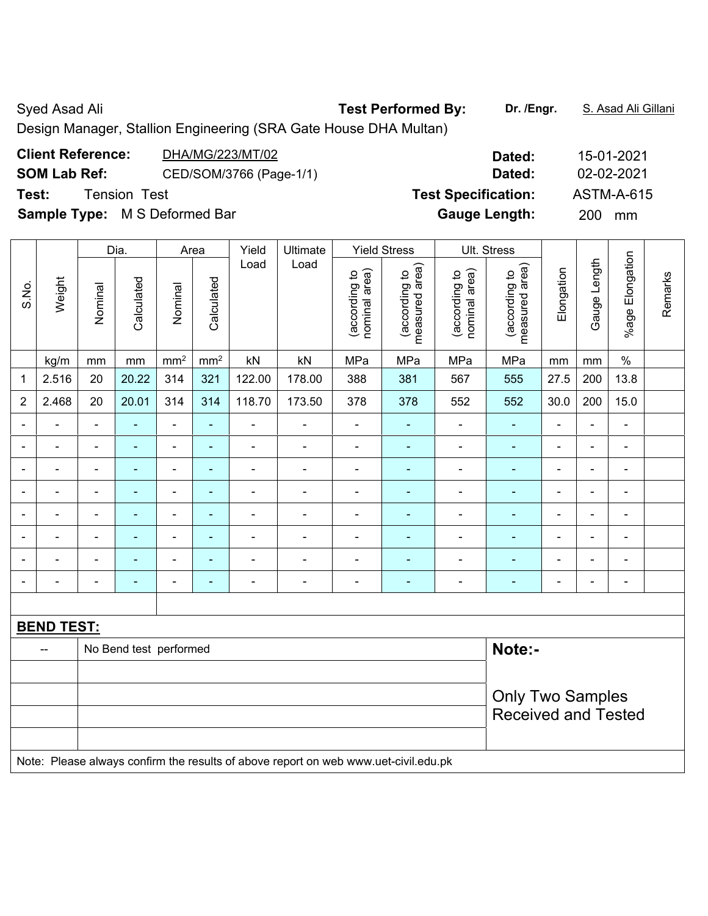Syed Asad Ali | **Test Performed By:** | **Dr. /Engr.** | S. Asad Ali Gillani

Design Manager, Stallion Engineering (SRA Gate House DHA Multan)

| | | | |
|---|---|---|---|
| **Client Reference:** | DHA/MG/223/MT/02 | **Dated:** | 15-01-2021 |
| **SOM Lab Ref:** | CED/SOM/3766 (Page-1/1) | **Dated:** | 02-02-2021 |
| **Test:** | Tension Test | **Test Specification:** | ASTM-A-615 |
| **Sample Type:** | M S Deformed Bar | **Gauge Length:** | 200 mm |

| S.No. | Weight | Dia. | | Area | | Yield Load | Ultimate Load | Yield Stress | | Ult. Stress | | Elongation | Gauge Length | %age Elongation | Remarks |
|---|---|---|---|---|---|---|---|---|---|---|---|---|---|---|---|
| | | Nominal | Calculated | Nominal | Calculated | | | (according to nominal area) | (according to measured area) | (according to nominal area) | (according to measured area) | | | | |
| | kg/m | mm | mm | $mm^2$ | $mm^2$ | kN | kN | MPa | MPa | MPa | MPa | mm | mm | % | |
| 1 | 2.516 | 20 | 20.22 | 314 | 321 | 122.00 | 178.00 | 388 | 381 | 567 | 555 | 27.5 | 200 | 13.8 | |
| 2 | 2.468 | 20 | 20.01 | 314 | 314 | 118.70 | 173.50 | 378 | 378 | 552 | 552 | 30.0 | 200 | 15.0 | |
| - | - | - | - | - | - | - | - | - | - | - | - | - | - | - | |
| - | - | - | - | - | - | - | - | - | - | - | - | - | - | - | |
| - | - | - | - | - | - | - | - | - | - | - | - | - | - | - | |
| - | - | - | - | - | - | - | - | - | - | - | - | - | - | - | |
| - | - | - | - | - | - | - | - | - | - | - | - | - | - | - | |
| - | - | - | - | - | - | - | - | - | - | - | - | - | - | - | |
| - | - | - | - | - | - | - | - | - | - | - | - | - | - | - | |
| - | - | - | - | - | - | - | - | - | - | - | - | - | - | - | |

**BEND TEST:**

| | | |
|---|---|---|
| -- | No Bend test performed | **Note:-** |
| | | Only Two Samples Received and Tested |

Note: Please always confirm the results of above report on web www.uet-civil.edu.pk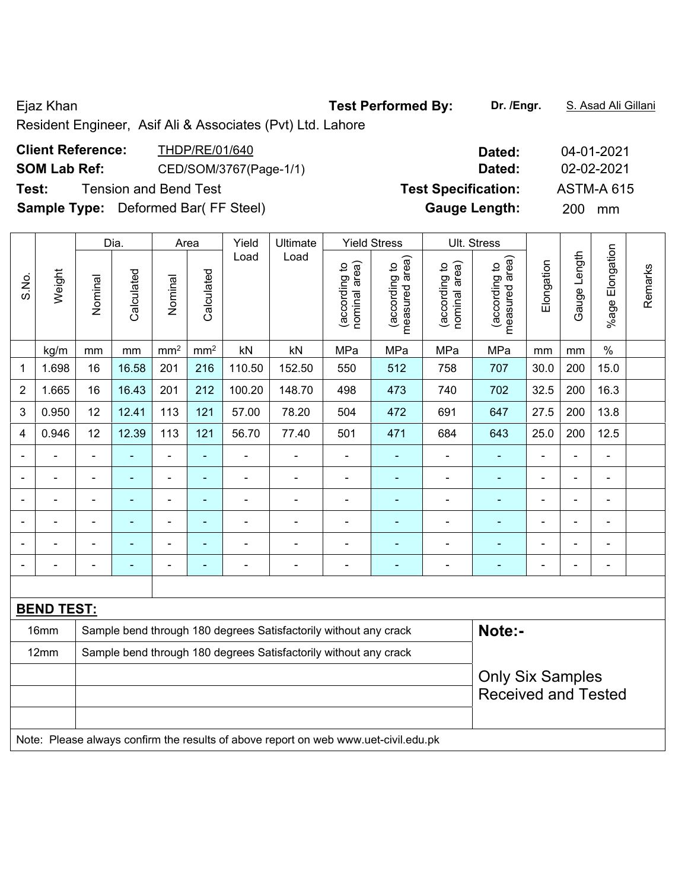Ejaz Khan **Test Performed By:** **Dr. /Engr.** S. Asad Ali Gillani

Resident Engineer, Asif Ali & Associates (Pvt) Ltd. Lahore

**Client Reference:** THDP/RE/01/640 **Dated:** 04-01-2021

**SOM Lab Ref:** CED/SOM/3767(Page-1/1) **Dated:** 02-02-2021

**Test:** Tension and Bend Test **Test Specification:** ASTM-A 615

**Sample Type:** Deformed Bar( FF Steel) **Gauge Length:** 200 mm

| S.No. | Weight | Dia. | | Area | | Yield Load | Ultimate Load | Yield Stress | | Ult. Stress | | Elongation | Gauge Length | %age Elongation | Remarks |
|---|---|---|---|---|---|---|---|---|---|---|---|---|---|---|---|
| | | Nominal | Calculated | Nominal | Calculated | | | (according to nominal area) | (according to measured area) | (according to nominal area) | (according to measured area) | | | | |
| | kg/m | mm | mm | mm² | mm² | kN | kN | MPa | MPa | MPa | MPa | mm | mm | % | |
| 1 | 1.698 | 16 | 16.58 | 201 | 216 | 110.50 | 152.50 | 550 | 512 | 758 | 707 | 30.0 | 200 | 15.0 | |
| 2 | 1.665 | 16 | 16.43 | 201 | 212 | 100.20 | 148.70 | 498 | 473 | 740 | 702 | 32.5 | 200 | 16.3 | |
| 3 | 0.950 | 12 | 12.41 | 113 | 121 | 57.00 | 78.20 | 504 | 472 | 691 | 647 | 27.5 | 200 | 13.8 | |
| 4 | 0.946 | 12 | 12.39 | 113 | 121 | 56.70 | 77.40 | 501 | 471 | 684 | 643 | 25.0 | 200 | 12.5 | |
| - | - | - | - | - | - | - | - | - | - | - | - | - | - | - | |
| - | - | - | - | - | - | - | - | - | - | - | - | - | - | - | |
| - | - | - | - | - | - | - | - | - | - | - | - | - | - | - | |
| - | - | - | - | - | - | - | - | - | - | - | - | - | - | - | |
| - | - | - | - | - | - | - | - | - | - | - | - | - | - | - | |
| - | - | - | - | - | - | - | - | - | - | - | - | - | - | - | |

**BEND TEST:**

| | | |
|---|---|---|
| 16mm | Sample bend through 180 degrees Satisfactorily without any crack | **Note:-** |
| 12mm | Sample bend through 180 degrees Satisfactorily without any crack | Only Six Samples Received and Tested |

Note: Please always confirm the results of above report on web www.uet-civil.edu.pk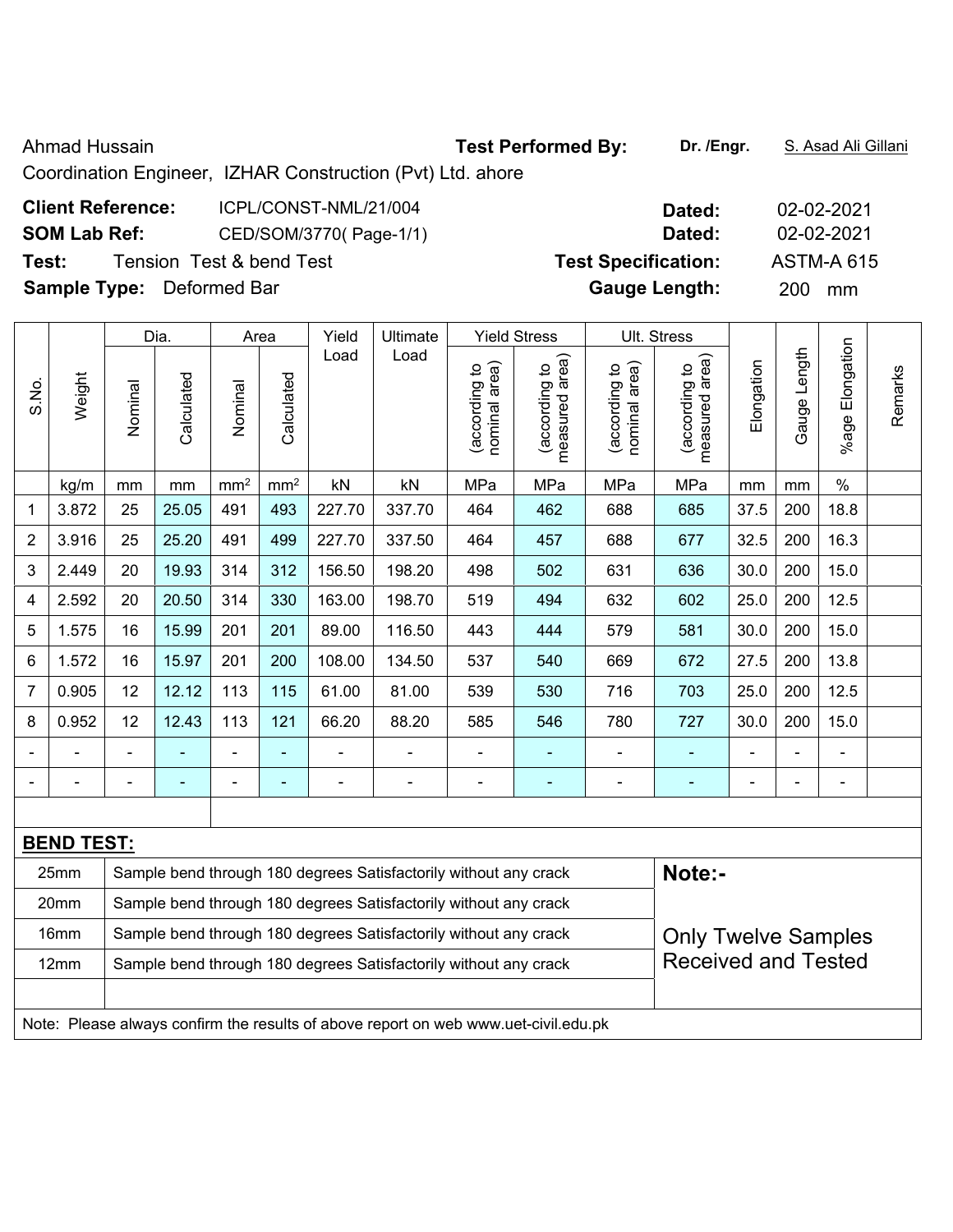Ahmad Hussain

Coordination Engineer, IZHAR Construction (Pvt) Ltd. ahore

**Test Performed By:** **Dr. /Engr.** S. Asad Ali Gillani

**Client Reference:** ICPL/CONST-NML/21/004 **Dated:** 02-02-2021

**SOM Lab Ref:** CED/SOM/3770( Page-1/1) **Dated:** 02-02-2021

**Test:** Tension Test & bend Test **Test Specification:** ASTM-A 615

**Sample Type:** Deformed Bar **Gauge Length:** 200 mm

| S.No. | Weight | Dia. | | Area | | Yield Load | Ultimate Load | Yield Stress | | Ult. Stress | | Elongation | Gauge Length | %age Elongation | Remarks |
|---|---|---|---|---|---|---|---|---|---|---|---|---|---|---|---|
| | | Nominal | Calculated | Nominal | Calculated | | | (according to nominal area) | (according to measured area) | (according to nominal area) | (according to measured area) | | | | |
| | kg/m | mm | mm | $mm^2$ | $mm^2$ | kN | kN | MPa | MPa | MPa | MPa | mm | mm | % | |
| 1 | 3.872 | 25 | 25.05 | 491 | 493 | 227.70 | 337.70 | 464 | 462 | 688 | 685 | 37.5 | 200 | 18.8 | |
| 2 | 3.916 | 25 | 25.20 | 491 | 499 | 227.70 | 337.50 | 464 | 457 | 688 | 677 | 32.5 | 200 | 16.3 | |
| 3 | 2.449 | 20 | 19.93 | 314 | 312 | 156.50 | 198.20 | 498 | 502 | 631 | 636 | 30.0 | 200 | 15.0 | |
| 4 | 2.592 | 20 | 20.50 | 314 | 330 | 163.00 | 198.70 | 519 | 494 | 632 | 602 | 25.0 | 200 | 12.5 | |
| 5 | 1.575 | 16 | 15.99 | 201 | 201 | 89.00 | 116.50 | 443 | 444 | 579 | 581 | 30.0 | 200 | 15.0 | |
| 6 | 1.572 | 16 | 15.97 | 201 | 200 | 108.00 | 134.50 | 537 | 540 | 669 | 672 | 27.5 | 200 | 13.8 | |
| 7 | 0.905 | 12 | 12.12 | 113 | 115 | 61.00 | 81.00 | 539 | 530 | 716 | 703 | 25.0 | 200 | 12.5 | |
| 8 | 0.952 | 12 | 12.43 | 113 | 121 | 66.20 | 88.20 | 585 | 546 | 780 | 727 | 30.0 | 200 | 15.0 | |
| - | - | - | - | - | - | - | - | - | - | - | - | - | - | - | |
| - | - | - | - | - | - | - | - | - | - | - | - | - | - | - | |

**BEND TEST:**

| Size | Result |
|---|---|
| 25mm | Sample bend through 180 degrees Satisfactorily without any crack |
| 20mm | Sample bend through 180 degrees Satisfactorily without any crack |
| 16mm | Sample bend through 180 degrees Satisfactorily without any crack |
| 12mm | Sample bend through 180 degrees Satisfactorily without any crack |

**Note:-**

Only Twelve Samples Received and Tested

Note: Please always confirm the results of above report on web www.uet-civil.edu.pk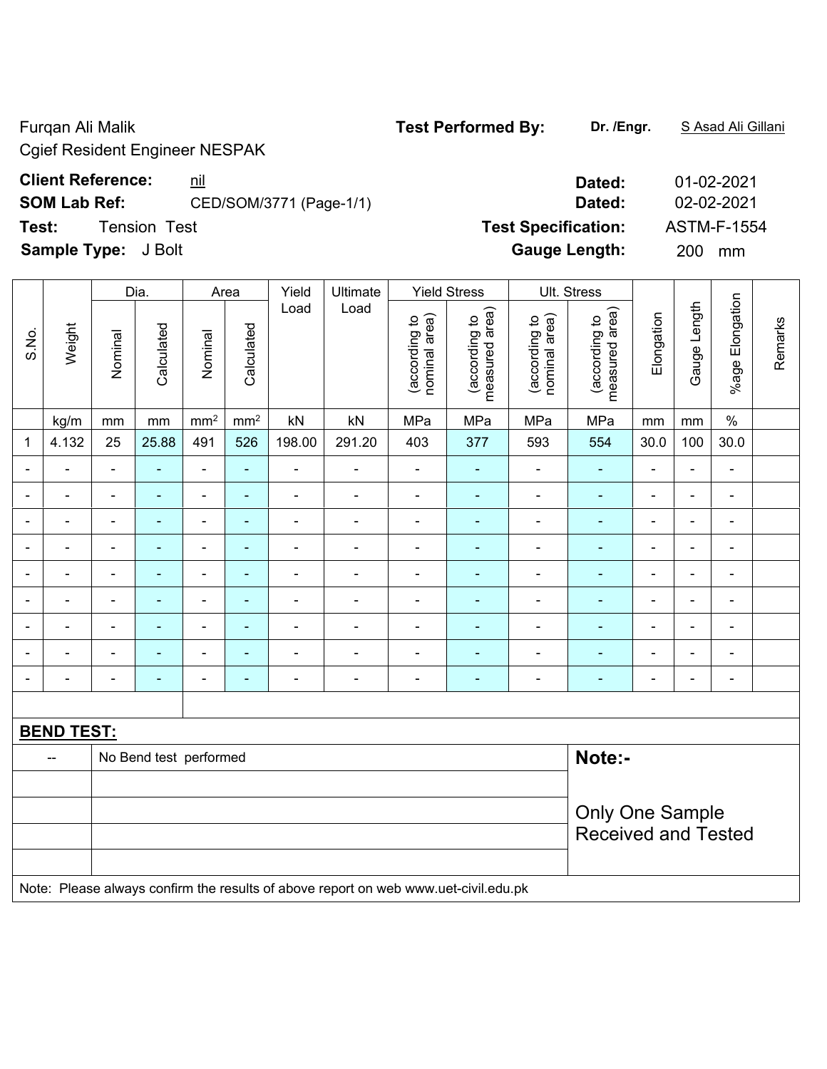Furqan Ali Malik

Cgief Resident Engineer NESPAK

**Test Performed By:** **Dr. /Engr.** S Asad Ali Gillani

**Client Reference:** nil **Dated:** 01-02-2021

**SOM Lab Ref:** CED/SOM/3771 (Page-1/1) **Dated:** 02-02-2021

**Test:** Tension Test **Test Specification:** ASTM-F-1554

**Sample Type:** J Bolt **Gauge Length:** 200 mm

| S.No. | Weight | Dia. | | Area | | Yield Load | Ultimate Load | Yield Stress | | Ult. Stress | | Elongation | Gauge Length | %age Elongation | Remarks |
|---|---|---|---|---|---|---|---|---|---|---|---|---|---|---|---|
| | | Nominal | Calculated | Nominal | Calculated | | | (according to nominal area) | (according to measured area) | (according to nominal area) | (according to measured area) | | | | |
| | kg/m | mm | mm | mm² | mm² | kN | kN | MPa | MPa | MPa | MPa | mm | mm | % | |
| 1 | 4.132 | 25 | 25.88 | 491 | 526 | 198.00 | 291.20 | 403 | 377 | 593 | 554 | 30.0 | 100 | 30.0 | |
| - | - | - | - | - | - | - | - | - | - | - | - | - | - | - | |
| - | - | - | - | - | - | - | - | - | - | - | - | - | - | - | |
| - | - | - | - | - | - | - | - | - | - | - | - | - | - | - | |
| - | - | - | - | - | - | - | - | - | - | - | - | - | - | - | |
| - | - | - | - | - | - | - | - | - | - | - | - | - | - | - | |
| - | - | - | - | - | - | - | - | - | - | - | - | - | - | - | |
| - | - | - | - | - | - | - | - | - | - | - | - | - | - | - | |
| - | - | - | - | - | - | - | - | - | - | - | - | - | - | - | |
| - | - | - | - | - | - | - | - | - | - | - | - | - | - | - | |

**BEND TEST:**

| -- | No Bend test performed | **Note:-** |
|---|---|---|
| | | Only One Sample Received and Tested |

Note: Please always confirm the results of above report on web www.uet-civil.edu.pk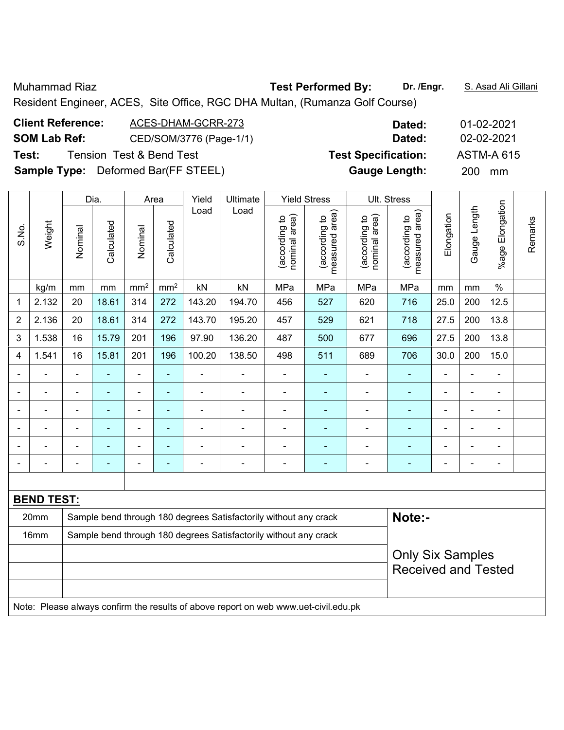Muhammad Riaz **Test Performed By:** **Dr. /Engr.** S. Asad Ali Gillani

Resident Engineer, ACES, Site Office, RGC DHA Multan, (Rumanza Golf Course)

**Client Reference:** ACES-DHAM-GCRR-273 **Dated:** 01-02-2021

**SOM Lab Ref:** CED/SOM/3776 (Page-1/1) **Dated:** 02-02-2021

**Test:** Tension Test & Bend Test **Test Specification:** ASTM-A 615

**Sample Type:** Deformed Bar(FF STEEL) **Gauge Length:** 200 mm

| S.No. | Weight | Dia. | | Area | | Yield Load | Ultimate Load | Yield Stress | | Ult. Stress | | Elongation | Gauge Length | %age Elongation | Remarks |
|---|---|---|---|---|---|---|---|---|---|---|---|---|---|---|---|
| | | Nominal | Calculated | Nominal | Calculated | | | (according to nominal area) | (according to measured area) | (according to nominal area) | (according to measured area) | | | | |
| | kg/m | mm | mm | mm² | mm² | kN | kN | MPa | MPa | MPa | MPa | mm | mm | % | |
| 1 | 2.132 | 20 | 18.61 | 314 | 272 | 143.20 | 194.70 | 456 | 527 | 620 | 716 | 25.0 | 200 | 12.5 | |
| 2 | 2.136 | 20 | 18.61 | 314 | 272 | 143.70 | 195.20 | 457 | 529 | 621 | 718 | 27.5 | 200 | 13.8 | |
| 3 | 1.538 | 16 | 15.79 | 201 | 196 | 97.90 | 136.20 | 487 | 500 | 677 | 696 | 27.5 | 200 | 13.8 | |
| 4 | 1.541 | 16 | 15.81 | 201 | 196 | 100.20 | 138.50 | 498 | 511 | 689 | 706 | 30.0 | 200 | 15.0 | |
| - | - | - | - | - | - | - | - | - | - | - | - | - | - | - | |
| - | - | - | - | - | - | - | - | - | - | - | - | - | - | - | |
| - | - | - | - | - | - | - | - | - | - | - | - | - | - | - | |
| - | - | - | - | - | - | - | - | - | - | - | - | - | - | - | |
| - | - | - | - | - | - | - | - | - | - | - | - | - | - | - | |
| - | - | - | - | - | - | - | - | - | - | - | - | - | - | - | |

**BEND TEST:**

| Size | Result |
|---|---|
| 20mm | Sample bend through 180 degrees Satisfactorily without any crack |
| 16mm | Sample bend through 180 degrees Satisfactorily without any crack |

**Note:-**

Only Six Samples Received and Tested

Note: Please always confirm the results of above report on web www.uet-civil.edu.pk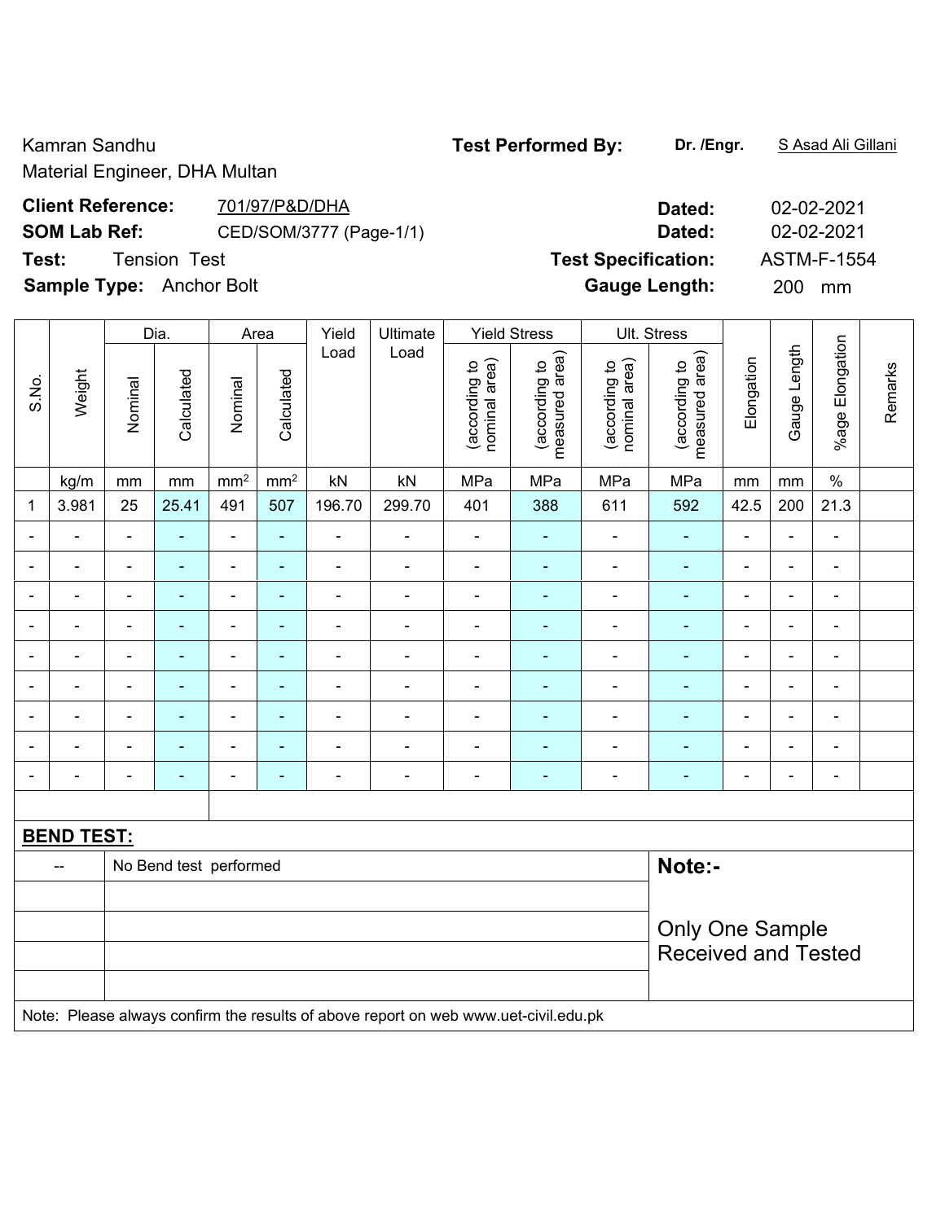Kamran Sandhu
Material Engineer, DHA Multan

**Test Performed By:** **Dr. /Engr.** S Asad Ali Gillani

**Client Reference:** 701/97/P&D/DHA **Dated:** 02-02-2021

**SOM Lab Ref:** CED/SOM/3777 (Page-1/1) **Dated:** 02-02-2021

**Test:** Tension Test **Test Specification:** ASTM-F-1554

**Sample Type:** Anchor Bolt **Gauge Length:** 200 mm

| S.No. | Weight | Dia. | | Area | | Yield Load | Ultimate Load | Yield Stress | | Ult. Stress | | Elongation | Gauge Length | %age Elongation | Remarks |
|---|---|---|---|---|---|---|---|---|---|---|---|---|---|---|---|
| | | Nominal | Calculated | Nominal | Calculated | | | (according to nominal area) | (according to measured area) | (according to nominal area) | (according to measured area) | | | | |
| | kg/m | mm | mm | mm² | mm² | kN | kN | MPa | MPa | MPa | MPa | mm | mm | % | |
| 1 | 3.981 | 25 | 25.41 | 491 | 507 | 196.70 | 299.70 | 401 | 388 | 611 | 592 | 42.5 | 200 | 21.3 | |
| - | - | - | - | - | - | - | - | - | - | - | - | - | - | - | |
| - | - | - | - | - | - | - | - | - | - | - | - | - | - | - | |
| - | - | - | - | - | - | - | - | - | - | - | - | - | - | - | |
| - | - | - | - | - | - | - | - | - | - | - | - | - | - | - | |
| - | - | - | - | - | - | - | - | - | - | - | - | - | - | - | |
| - | - | - | - | - | - | - | - | - | - | - | - | - | - | - | |
| - | - | - | - | - | - | - | - | - | - | - | - | - | - | - | |
| - | - | - | - | - | - | - | - | - | - | - | - | - | - | - | |
| - | - | - | - | - | - | - | - | - | - | - | - | - | - | - | |

**BEND TEST:**

| -- | No Bend test performed |
|---|---|

**Note:-**

Only One Sample Received and Tested

Note: Please always confirm the results of above report on web www.uet-civil.edu.pk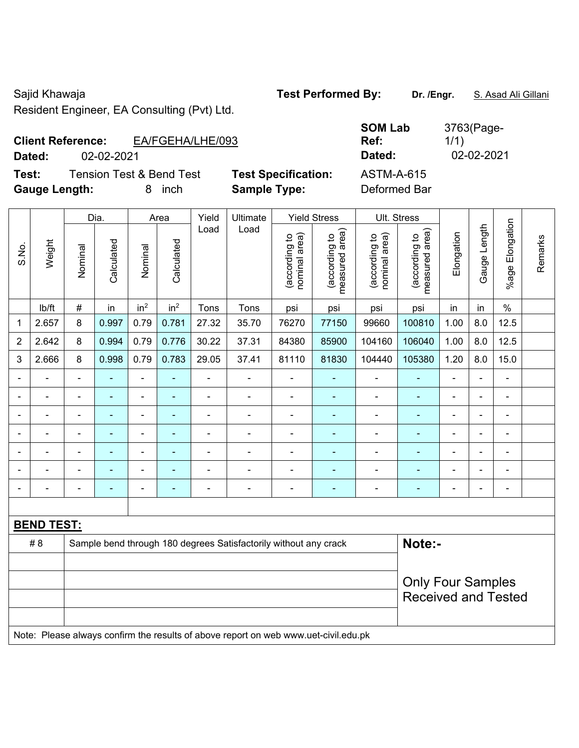Sajid Khawaja
Resident Engineer, EA Consulting (Pvt) Ltd.

**Test Performed By:** **Dr. /Engr.** S. Asad Ali Gillani

**Client Reference:** EA/FGEHA/LHE/093
**Dated:** 02-02-2021

**SOM Lab Ref:** 3763(Page-1/1)
**Dated:** 02-02-2021

**Test:** Tension Test & Bend Test
**Gauge Length:** 8 inch

**Test Specification:** ASTM-A-615
**Sample Type:** Deformed Bar

| S.No. | Weight | Dia. | | Area | | Yield Load | Ultimate Load | Yield Stress | | Ult. Stress | | Elongation | Gauge Length | %age Elongation | Remarks |
|---|---|---|---|---|---|---|---|---|---|---|---|---|---|---|---|
| | | Nominal | Calculated | Nominal | Calculated | | | (according to nominal area) | (according to measured area) | (according to nominal area) | (according to measured area) | | | | |
| | lb/ft | # | in | $in^2$ | $in^2$ | Tons | Tons | psi | psi | psi | psi | in | in | % | |
| 1 | 2.657 | 8 | 0.997 | 0.79 | 0.781 | 27.32 | 35.70 | 76270 | 77150 | 99660 | 100810 | 1.00 | 8.0 | 12.5 | |
| 2 | 2.642 | 8 | 0.994 | 0.79 | 0.776 | 30.22 | 37.31 | 84380 | 85900 | 104160 | 106040 | 1.00 | 8.0 | 12.5 | |
| 3 | 2.666 | 8 | 0.998 | 0.79 | 0.783 | 29.05 | 37.41 | 81110 | 81830 | 104440 | 105380 | 1.20 | 8.0 | 15.0 | |
| - | - | - | - | - | - | - | - | - | - | - | - | - | - | - | |
| - | - | - | - | - | - | - | - | - | - | - | - | - | - | - | |
| - | - | - | - | - | - | - | - | - | - | - | - | - | - | - | |
| - | - | - | - | - | - | - | - | - | - | - | - | - | - | - | |
| - | - | - | - | - | - | - | - | - | - | - | - | - | - | - | |
| - | - | - | - | - | - | - | - | - | - | - | - | - | - | - | |
| - | - | - | - | - | - | - | - | - | - | - | - | - | - | - | |

**BEND TEST:**

| | | |
|---|---|---|
| # 8 | Sample bend through 180 degrees Satisfactorily without any crack | **Note:-** |
| | | Only Four Samples Received and Tested |

Note: Please always confirm the results of above report on web www.uet-civil.edu.pk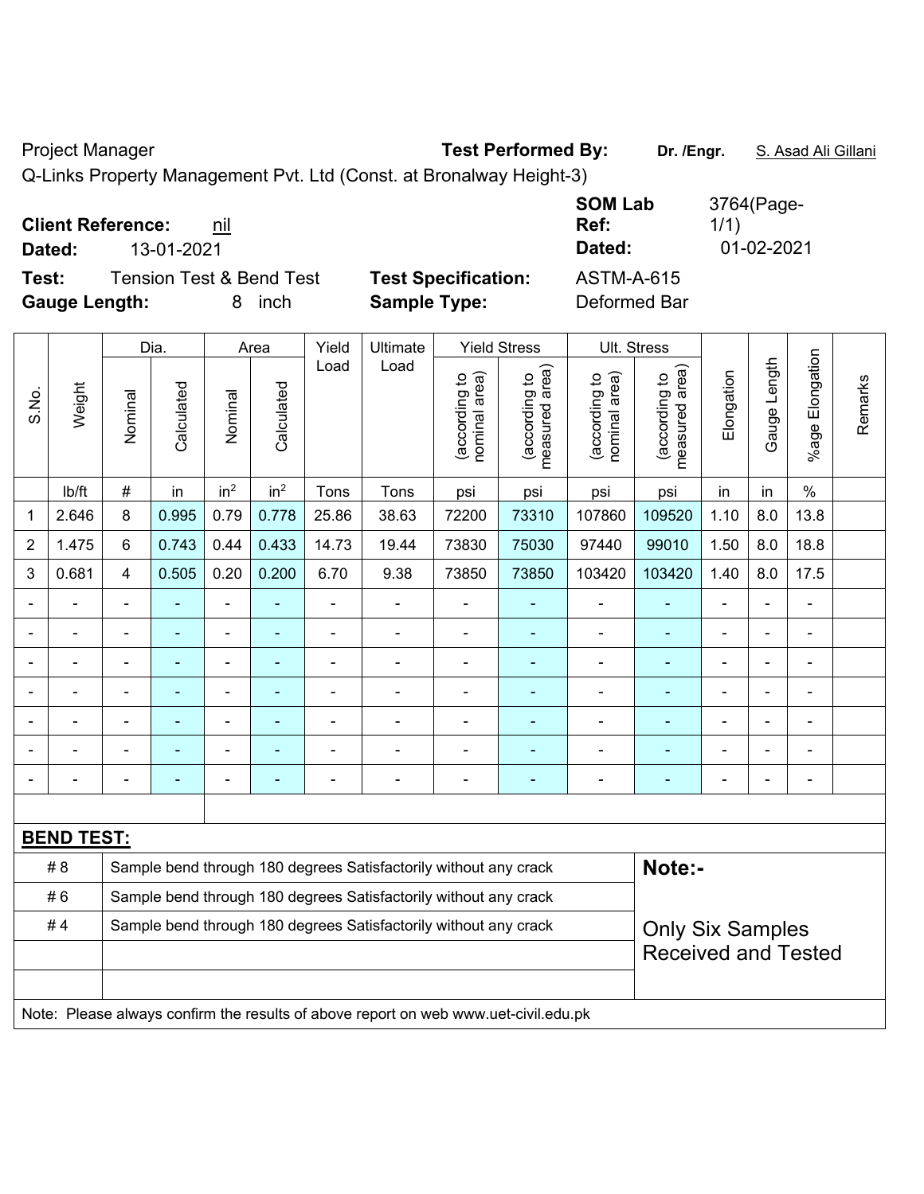Project Manager **Test Performed By:** **Dr. /Engr.** S. Asad Ali Gillani

Q-Links Property Management Pvt. Ltd (Const. at Bronalway Height-3)

**Client Reference:** nil **SOM Lab Ref:** 3764(Page-1/1)

**Dated:** 13-01-2021 **Dated:** 01-02-2021

**Test:** Tension Test & Bend Test **Test Specification:** ASTM-A-615

**Gauge Length:** 8 inch **Sample Type:** Deformed Bar

| S.No. | Weight | Dia. | | Area | | Yield Load | Ultimate Load | Yield Stress | | Ult. Stress | | Elongation | Gauge Length | %age Elongation | Remarks |
|---|---|---|---|---|---|---|---|---|---|---|---|---|---|---|---|
| | | Nominal | Calculated | Nominal | Calculated | | | (according to nominal area) | (according to measured area) | (according to nominal area) | (according to measured area) | | | | |
| | lb/ft | # | in | $in^2$ | $in^2$ | Tons | Tons | psi | psi | psi | psi | in | in | % | |
| 1 | 2.646 | 8 | 0.995 | 0.79 | 0.778 | 25.86 | 38.63 | 72200 | 73310 | 107860 | 109520 | 1.10 | 8.0 | 13.8 | |
| 2 | 1.475 | 6 | 0.743 | 0.44 | 0.433 | 14.73 | 19.44 | 73830 | 75030 | 97440 | 99010 | 1.50 | 8.0 | 18.8 | |
| 3 | 0.681 | 4 | 0.505 | 0.20 | 0.200 | 6.70 | 9.38 | 73850 | 73850 | 103420 | 103420 | 1.40 | 8.0 | 17.5 | |
| - | - | - | - | - | - | - | - | - | - | - | - | - | - | - | |
| - | - | - | - | - | - | - | - | - | - | - | - | - | - | - | |
| - | - | - | - | - | - | - | - | - | - | - | - | - | - | - | |
| - | - | - | - | - | - | - | - | - | - | - | - | - | - | - | |
| - | - | - | - | - | - | - | - | - | - | - | - | - | - | - | |
| - | - | - | - | - | - | - | - | - | - | - | - | - | - | - | |
| - | - | - | - | - | - | - | - | - | - | - | - | - | - | - | |

**BEND TEST:**

| | | |
|---|---|---|
| # 8 | Sample bend through 180 degrees Satisfactorily without any crack | **Note:-** |
| # 6 | Sample bend through 180 degrees Satisfactorily without any crack | |
| # 4 | Sample bend through 180 degrees Satisfactorily without any crack | Only Six Samples Received and Tested |

Note: Please always confirm the results of above report on web www.uet-civil.edu.pk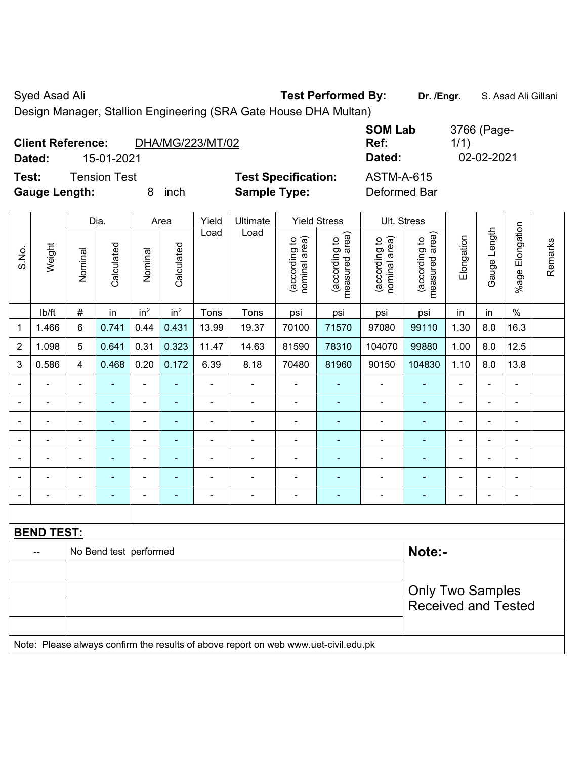Syed Asad Ali

Design Manager, Stallion Engineering (SRA Gate House DHA Multan)

**Test Performed By:** **Dr. /Engr.** S. Asad Ali Gillani

**Client Reference:** DHA/MG/223/MT/02

**Dated:** 15-01-2021

**SOM Lab Ref:** 3766 (Page-1/1)

**Dated:** 02-02-2021

**Test:** Tension Test

**Test Specification:** ASTM-A-615

**Gauge Length:** 8 inch

**Sample Type:** Deformed Bar

| S.No. | Weight | Dia. | | Area | | Yield Load | Ultimate Load | Yield Stress | | Ult. Stress | | Elongation | Gauge Length | %age Elongation | Remarks |
|---|---|---|---|---|---|---|---|---|---|---|---|---|---|---|---|
| | | Nominal | Calculated | Nominal | Calculated | | | (according to nominal area) | (according to measured area) | (according to nominal area) | (according to measured area) | | | | |
| | lb/ft | # | in | $in^2$ | $in^2$ | Tons | Tons | psi | psi | psi | psi | in | in | % | |
| 1 | 1.466 | 6 | 0.741 | 0.44 | 0.431 | 13.99 | 19.37 | 70100 | 71570 | 97080 | 99110 | 1.30 | 8.0 | 16.3 | |
| 2 | 1.098 | 5 | 0.641 | 0.31 | 0.323 | 11.47 | 14.63 | 81590 | 78310 | 104070 | 99880 | 1.00 | 8.0 | 12.5 | |
| 3 | 0.586 | 4 | 0.468 | 0.20 | 0.172 | 6.39 | 8.18 | 70480 | 81960 | 90150 | 104830 | 1.10 | 8.0 | 13.8 | |
| - | - | - | - | - | - | - | - | - | - | - | - | - | - | - | |
| - | - | - | - | - | - | - | - | - | - | - | - | - | - | - | |
| - | - | - | - | - | - | - | - | - | - | - | - | - | - | - | |
| - | - | - | - | - | - | - | - | - | - | - | - | - | - | - | |
| - | - | - | - | - | - | - | - | - | - | - | - | - | - | - | |
| - | - | - | - | - | - | - | - | - | - | - | - | - | - | - | |
| - | - | - | - | - | - | - | - | - | - | - | - | - | - | - | |

**BEND TEST:**

| -- | No Bend test performed |
|---|---|

**Note:-**

Only Two Samples Received and Tested

Note: Please always confirm the results of above report on web www.uet-civil.edu.pk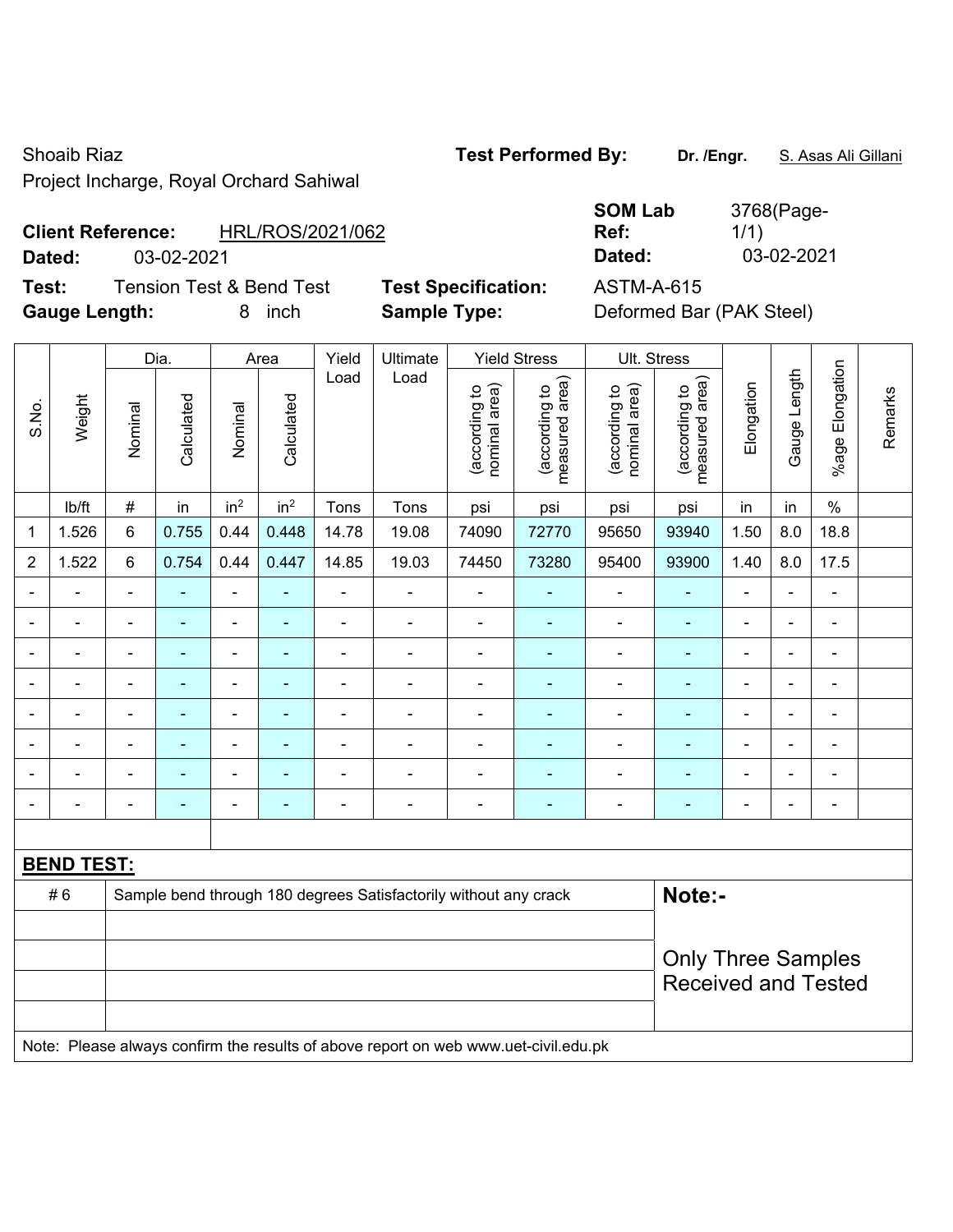Shoaib Riaz
Project Incharge, Royal Orchard Sahiwal

**Test Performed By:** **Dr. /Engr.** S. Asas Ali Gillani

**Client Reference:** HRL/ROS/2021/062
**Dated:** 03-02-2021

**SOM Lab Ref:** 3768(Page-1/1)
**Dated:** 03-02-2021

**Test:** Tension Test & Bend Test
**Gauge Length:** 8 inch

**Test Specification:** ASTM-A-615
**Sample Type:** Deformed Bar (PAK Steel)

| S.No. | Weight | Dia. | | Area | | Yield Load | Ultimate Load | Yield Stress | | Ult. Stress | | Elongation | Gauge Length | %age Elongation | Remarks |
|---|---|---|---|---|---|---|---|---|---|---|---|---|---|---|---|
| | | Nominal | Calculated | Nominal | Calculated | | | (according to nominal area) | (according to measured area) | (according to nominal area) | (according to measured area) | | | | |
| | lb/ft | # | in | $in^2$ | $in^2$ | Tons | Tons | psi | psi | psi | psi | in | in | % | |
| 1 | 1.526 | 6 | 0.755 | 0.44 | 0.448 | 14.78 | 19.08 | 74090 | 72770 | 95650 | 93940 | 1.50 | 8.0 | 18.8 | |
| 2 | 1.522 | 6 | 0.754 | 0.44 | 0.447 | 14.85 | 19.03 | 74450 | 73280 | 95400 | 93900 | 1.40 | 8.0 | 17.5 | |
| - | - | - | - | - | - | - | - | - | - | - | - | - | - | - | |
| - | - | - | - | - | - | - | - | - | - | - | - | - | - | - | |
| - | - | - | - | - | - | - | - | - | - | - | - | - | - | - | |
| - | - | - | - | - | - | - | - | - | - | - | - | - | - | - | |
| - | - | - | - | - | - | - | - | - | - | - | - | - | - | - | |
| - | - | - | - | - | - | - | - | - | - | - | - | - | - | - | |
| - | - | - | - | - | - | - | - | - | - | - | - | - | - | - | |
| - | - | - | - | - | - | - | - | - | - | - | - | - | - | - | |

**BEND TEST:**

| | | |
|---|---|---|
| # 6 | Sample bend through 180 degrees Satisfactorily without any crack | **Note:-** |
| | | Only Three Samples Received and Tested |

Note: Please always confirm the results of above report on web www.uet-civil.edu.pk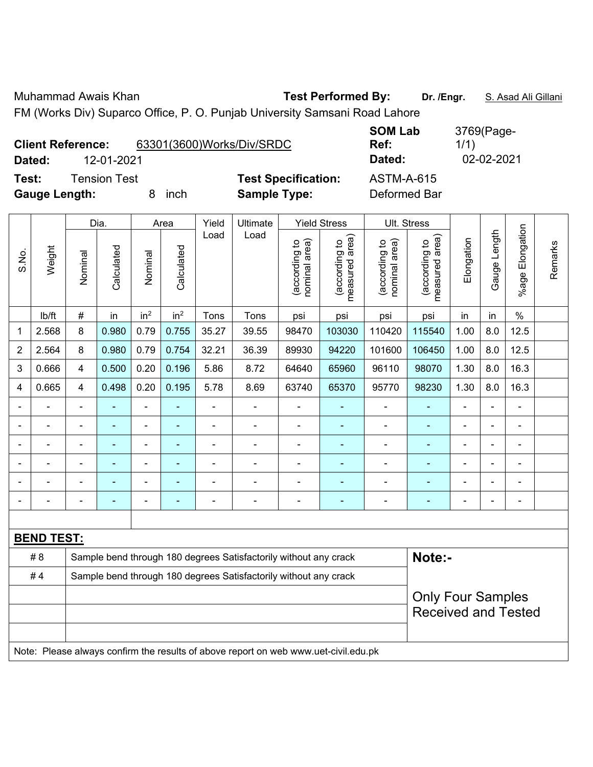Muhammad Awais Khan **Test Performed By:** **Dr. /Engr.** S. Asad Ali Gillani

FM (Works Div) Suparco Office, P. O. Punjab University Samsani Road Lahore

**Client Reference:** 63301(3600)Works/Div/SRDC **SOM Lab Ref:** 3769(Page-1/1)

**Dated:** 12-01-2021 **Dated:** 02-02-2021

**Test:** Tension Test **Test Specification:** ASTM-A-615

**Gauge Length:** 8 inch **Sample Type:** Deformed Bar

| S.No. | Weight | Dia. | | Area | | Yield Load | Ultimate Load | Yield Stress | | Ult. Stress | | Elongation | Gauge Length | %age Elongation | Remarks |
|---|---|---|---|---|---|---|---|---|---|---|---|---|---|---|---|
| | | Nominal | Calculated | Nominal | Calculated | | | (according to nominal area) | (according to measured area) | (according to nominal area) | (according to measured area) | | | | |
| | lb/ft | # | in | in$^2$ | in$^2$ | Tons | Tons | psi | psi | psi | psi | in | in | % | |
| 1 | 2.568 | 8 | 0.980 | 0.79 | 0.755 | 35.27 | 39.55 | 98470 | 103030 | 110420 | 115540 | 1.00 | 8.0 | 12.5 | |
| 2 | 2.564 | 8 | 0.980 | 0.79 | 0.754 | 32.21 | 36.39 | 89930 | 94220 | 101600 | 106450 | 1.00 | 8.0 | 12.5 | |
| 3 | 0.666 | 4 | 0.500 | 0.20 | 0.196 | 5.86 | 8.72 | 64640 | 65960 | 96110 | 98070 | 1.30 | 8.0 | 16.3 | |
| 4 | 0.665 | 4 | 0.498 | 0.20 | 0.195 | 5.78 | 8.69 | 63740 | 65370 | 95770 | 98230 | 1.30 | 8.0 | 16.3 | |
| - | - | - | - | - | - | - | - | - | - | - | - | - | - | - | |
| - | - | - | - | - | - | - | - | - | - | - | - | - | - | - | |
| - | - | - | - | - | - | - | - | - | - | - | - | - | - | - | |
| - | - | - | - | - | - | - | - | - | - | - | - | - | - | - | |
| - | - | - | - | - | - | - | - | - | - | - | - | - | - | - | |
| - | - | - | - | - | - | - | - | - | - | - | - | - | - | - | |

**BEND TEST:**

| | | |
|---|---|---|
| # 8 | Sample bend through 180 degrees Satisfactorily without any crack | **Note:-** |
| # 4 | Sample bend through 180 degrees Satisfactorily without any crack | Only Four Samples Received and Tested |

Note: Please always confirm the results of above report on web www.uet-civil.edu.pk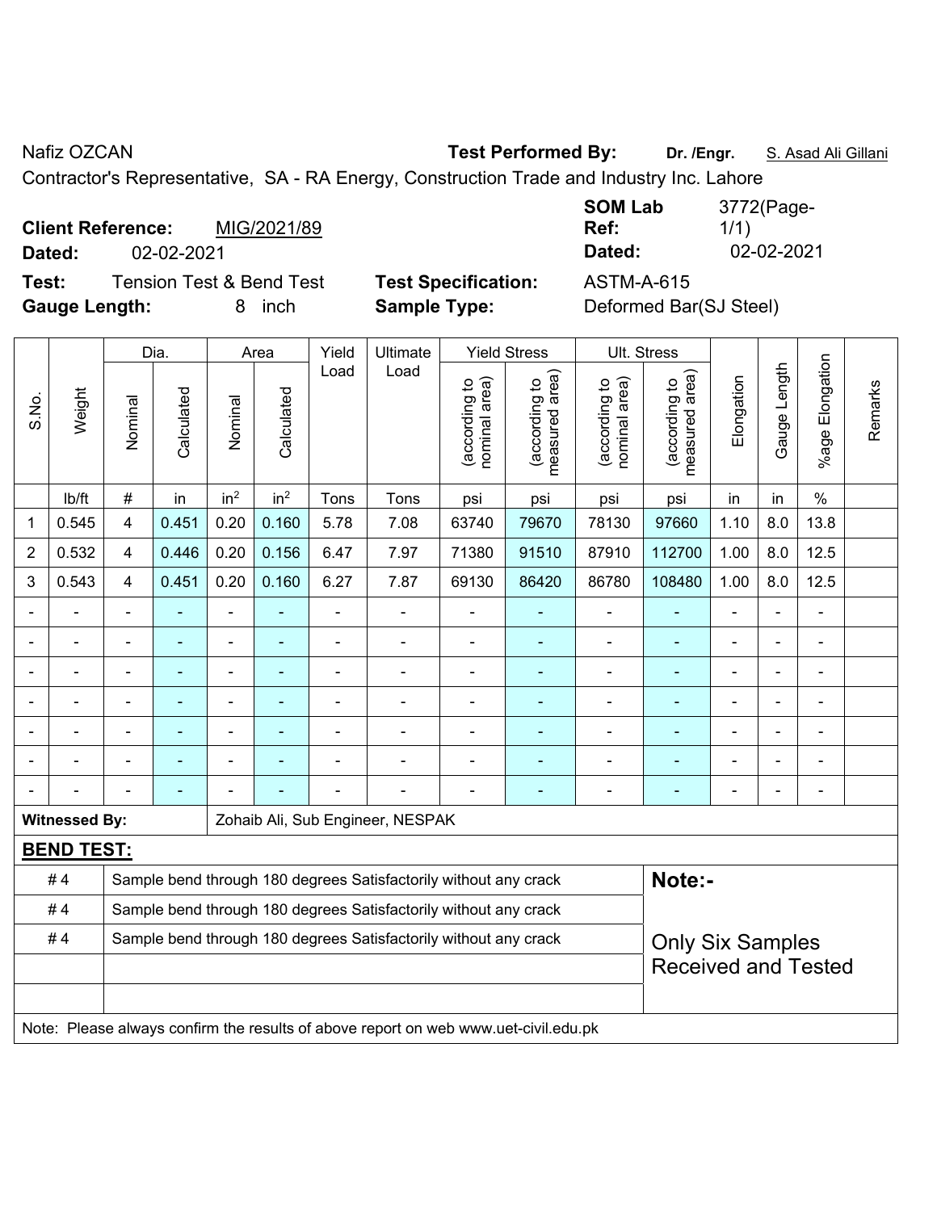Nafiz OZCAN **Test Performed By:** **Dr. /Engr.** S. Asad Ali Gillani

Contractor's Representative, SA - RA Energy, Construction Trade and Industry Inc. Lahore

**Client Reference:** MIG/2021/89 **SOM Lab Ref:** 3772(Page-1/1)

**Dated:** 02-02-2021 **Dated:** 02-02-2021

**Test:** Tension Test & Bend Test **Test Specification:** ASTM-A-615

**Gauge Length:** 8 inch **Sample Type:** Deformed Bar(SJ Steel)

| S.No. | Weight | Dia. | | Area | | Yield Load | Ultimate Load | Yield Stress | | Ult. Stress | | Elongation | Gauge Length | %age Elongation | Remarks |
|---|---|---|---|---|---|---|---|---|---|---|---|---|---|---|---|
| | | Nominal | Calculated | Nominal | Calculated | | | (according to nominal area) | (according to measured area) | (according to nominal area) | (according to measured area) | | | | |
| | lb/ft | # | in | in$^2$ | in$^2$ | Tons | Tons | psi | psi | psi | psi | in | in | % | |
| 1 | 0.545 | 4 | 0.451 | 0.20 | 0.160 | 5.78 | 7.08 | 63740 | 79670 | 78130 | 97660 | 1.10 | 8.0 | 13.8 | |
| 2 | 0.532 | 4 | 0.446 | 0.20 | 0.156 | 6.47 | 7.97 | 71380 | 91510 | 87910 | 112700 | 1.00 | 8.0 | 12.5 | |
| 3 | 0.543 | 4 | 0.451 | 0.20 | 0.160 | 6.27 | 7.87 | 69130 | 86420 | 86780 | 108480 | 1.00 | 8.0 | 12.5 | |
| - | - | - | - | - | - | - | - | - | - | - | - | - | - | - | |
| - | - | - | - | - | - | - | - | - | - | - | - | - | - | - | |
| - | - | - | - | - | - | - | - | - | - | - | - | - | - | - | |
| - | - | - | - | - | - | - | - | - | - | - | - | - | - | - | |
| - | - | - | - | - | - | - | - | - | - | - | - | - | - | - | |
| - | - | - | - | - | - | - | - | - | - | - | - | - | - | - | |
| - | - | - | - | - | - | - | - | - | - | - | - | - | - | - | |

**Witnessed By:** Zohaib Ali, Sub Engineer, NESPAK

**BEND TEST:**

| | | |
|---|---|---|
| # 4 | Sample bend through 180 degrees Satisfactorily without any crack | **Note:-** |
| # 4 | Sample bend through 180 degrees Satisfactorily without any crack | |
| # 4 | Sample bend through 180 degrees Satisfactorily without any crack | Only Six Samples Received and Tested |
| | | |
| | | |

Note: Please always confirm the results of above report on web www.uet-civil.edu.pk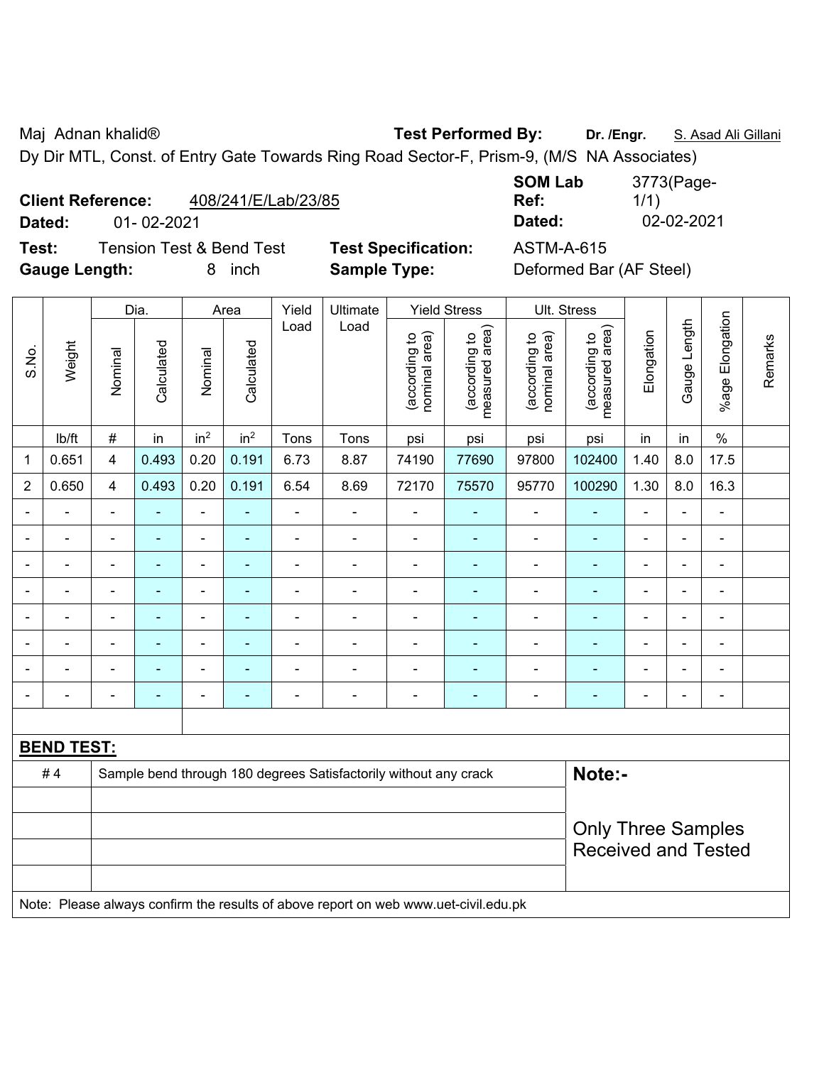Maj Adnan khalid® **Test Performed By:** **Dr. /Engr.** S. Asad Ali Gillani

Dy Dir MTL, Const. of Entry Gate Towards Ring Road Sector-F, Prism-9, (M/S NA Associates)

**Client Reference:** 408/241/E/Lab/23/85 **SOM Lab Ref:** 3773(Page-1/1)

**Dated:** 01- 02-2021 **Dated:** 02-02-2021

**Test:** Tension Test & Bend Test **Test Specification:** ASTM-A-615

**Gauge Length:** 8 inch **Sample Type:** Deformed Bar (AF Steel)

| S.No. | Weight | Dia. | | Area | | Yield Load | Ultimate Load | Yield Stress | | Ult. Stress | | Elongation | Gauge Length | %age Elongation | Remarks |
|---|---|---|---|---|---|---|---|---|---|---|---|---|---|---|---|
| | | Nominal | Calculated | Nominal | Calculated | | | (according to nominal area) | (according to measured area) | (according to nominal area) | (according to measured area) | | | | |
| | lb/ft | # | in | in$^2$ | in$^2$ | Tons | Tons | psi | psi | psi | psi | in | in | % | |
| 1 | 0.651 | 4 | 0.493 | 0.20 | 0.191 | 6.73 | 8.87 | 74190 | 77690 | 97800 | 102400 | 1.40 | 8.0 | 17.5 | |
| 2 | 0.650 | 4 | 0.493 | 0.20 | 0.191 | 6.54 | 8.69 | 72170 | 75570 | 95770 | 100290 | 1.30 | 8.0 | 16.3 | |
| - | - | - | - | - | - | - | - | - | - | - | - | - | - | - | |
| - | - | - | - | - | - | - | - | - | - | - | - | - | - | - | |
| - | - | - | - | - | - | - | - | - | - | - | - | - | - | - | |
| - | - | - | - | - | - | - | - | - | - | - | - | - | - | - | |
| - | - | - | - | - | - | - | - | - | - | - | - | - | - | - | |
| - | - | - | - | - | - | - | - | - | - | - | - | - | - | - | |
| - | - | - | - | - | - | - | - | - | - | - | - | - | - | - | |
| - | - | - | - | - | - | - | - | - | - | - | - | - | - | - | |

**BEND TEST:**

| | | |
|---|---|---|
| # 4 | Sample bend through 180 degrees Satisfactorily without any crack | **Note:-** |
| | | Only Three Samples Received and Tested |

Note: Please always confirm the results of above report on web www.uet-civil.edu.pk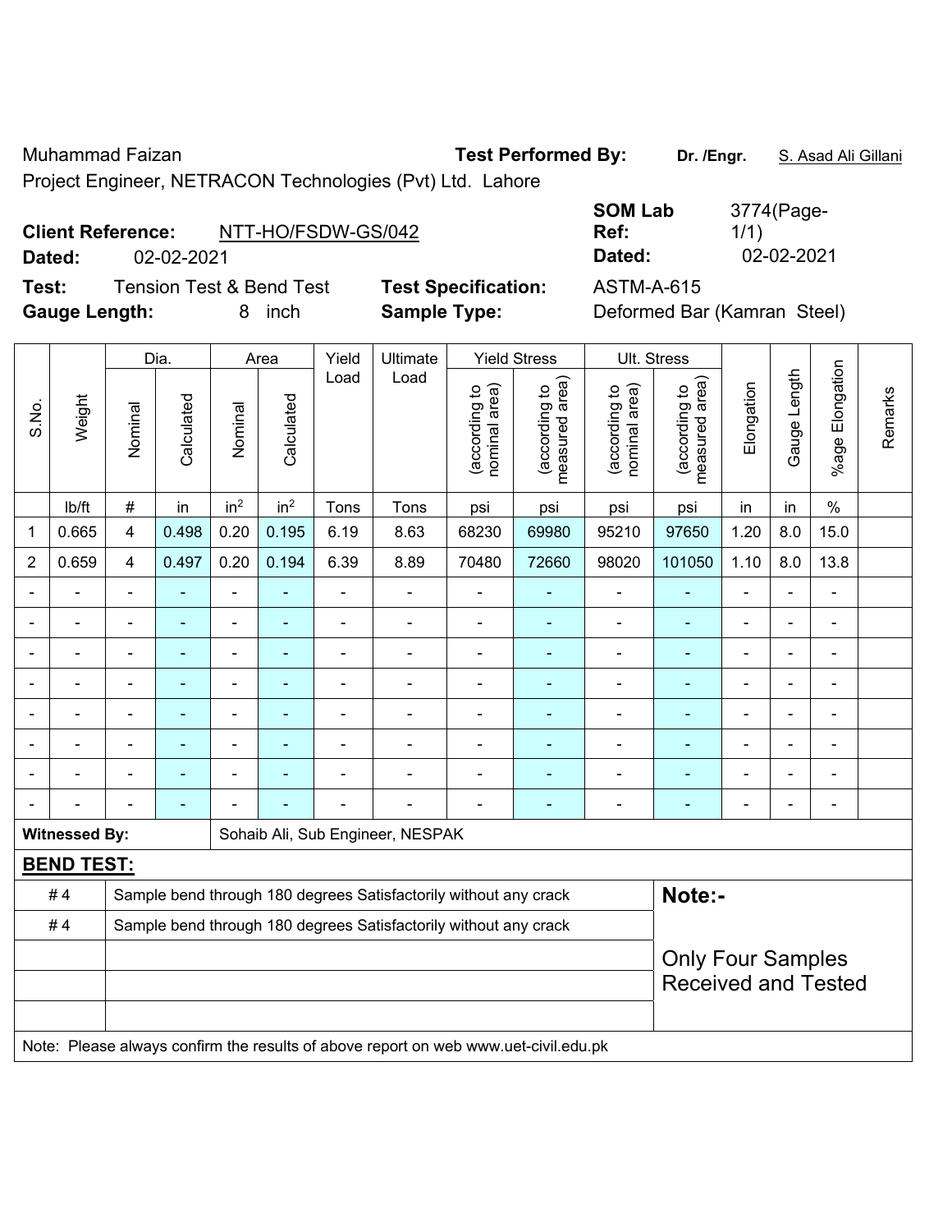Muhammad Faizan **Test Performed By:** **Dr. /Engr.** S. Asad Ali Gillani

Project Engineer, NETRACON Technologies (Pvt) Ltd. Lahore

**Client Reference:** NTT-HO/FSDW-GS/042 **SOM Lab Ref:** 3774(Page-1/1)

**Dated:** 02-02-2021 **Dated:** 02-02-2021

**Test:** Tension Test & Bend Test **Test Specification:** ASTM-A-615

**Gauge Length:** 8 inch **Sample Type:** Deformed Bar (Kamran Steel)

| S.No. | Weight | Dia. | | Area | | Yield Load | Ultimate Load | Yield Stress | | Ult. Stress | | Elongation | Gauge Length | %age Elongation | Remarks |
|---|---|---|---|---|---|---|---|---|---|---|---|---|---|---|---|
| | | Nominal | Calculated | Nominal | Calculated | | | (according to nominal area) | (according to measured area) | (according to nominal area) | (according to measured area) | | | | |
| | lb/ft | # | in | in² | in² | Tons | Tons | psi | psi | psi | psi | in | in | % | |
| 1 | 0.665 | 4 | 0.498 | 0.20 | 0.195 | 6.19 | 8.63 | 68230 | 69980 | 95210 | 97650 | 1.20 | 8.0 | 15.0 | |
| 2 | 0.659 | 4 | 0.497 | 0.20 | 0.194 | 6.39 | 8.89 | 70480 | 72660 | 98020 | 101050 | 1.10 | 8.0 | 13.8 | |
| - | - | - | - | - | - | - | - | - | - | - | - | - | - | - | |
| - | - | - | - | - | - | - | - | - | - | - | - | - | - | - | |
| - | - | - | - | - | - | - | - | - | - | - | - | - | - | - | |
| - | - | - | - | - | - | - | - | - | - | - | - | - | - | - | |
| - | - | - | - | - | - | - | - | - | - | - | - | - | - | - | |
| - | - | - | - | - | - | - | - | - | - | - | - | - | - | - | |
| - | - | - | - | - | - | - | - | - | - | - | - | - | - | - | |
| - | - | - | - | - | - | - | - | - | - | - | - | - | - | - | |

**Witnessed By:** Sohaib Ali, Sub Engineer, NESPAK

**BEND TEST:**

| | |
|---|---|
| # 4 | Sample bend through 180 degrees Satisfactorily without any crack |
| # 4 | Sample bend through 180 degrees Satisfactorily without any crack |

**Note:-**

Only Four Samples Received and Tested

Note: Please always confirm the results of above report on web www.uet-civil.edu.pk